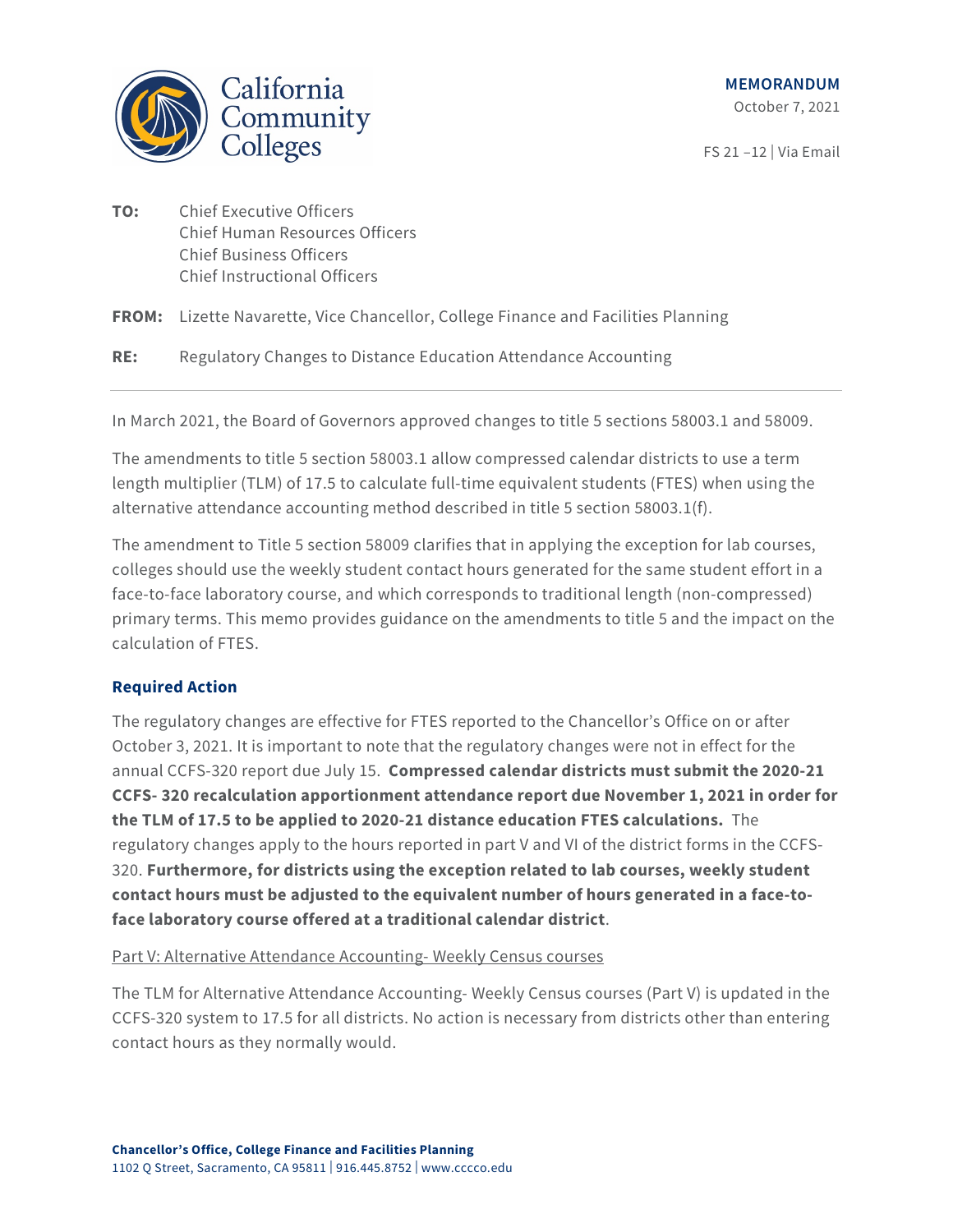California Community Colleges

**MEMORANDUM**

October 7, 2021

FS 21 –12 | Via Email

**TO:** Chief Executive Officers
Chief Human Resources Officers
Chief Business Officers
Chief Instructional Officers

**FROM:** Lizette Navarette, Vice Chancellor, College Finance and Facilities Planning

**RE:** Regulatory Changes to Distance Education Attendance Accounting

---

In March 2021, the Board of Governors approved changes to title 5 sections 58003.1 and 58009.

The amendments to title 5 section 58003.1 allow compressed calendar districts to use a term length multiplier (TLM) of 17.5 to calculate full-time equivalent students (FTES) when using the alternative attendance accounting method described in title 5 section 58003.1(f).

The amendment to Title 5 section 58009 clarifies that in applying the exception for lab courses, colleges should use the weekly student contact hours generated for the same student effort in a face-to-face laboratory course, and which corresponds to traditional length (non-compressed) primary terms. This memo provides guidance on the amendments to title 5 and the impact on the calculation of FTES.

## Required Action

The regulatory changes are effective for FTES reported to the Chancellor's Office on or after October 3, 2021. It is important to note that the regulatory changes were not in effect for the annual CCFS-320 report due July 15. **Compressed calendar districts must submit the 2020-21 CCFS- 320 recalculation apportionment attendance report due November 1, 2021 in order for the TLM of 17.5 to be applied to 2020-21 distance education FTES calculations.** The regulatory changes apply to the hours reported in part V and VI of the district forms in the CCFS-320. **Furthermore, for districts using the exception related to lab courses, weekly student contact hours must be adjusted to the equivalent number of hours generated in a face-to-face laboratory course offered at a traditional calendar district**.

<u>Part V: Alternative Attendance Accounting- Weekly Census courses</u>

The TLM for Alternative Attendance Accounting- Weekly Census courses (Part V) is updated in the CCFS-320 system to 17.5 for all districts. No action is necessary from districts other than entering contact hours as they normally would.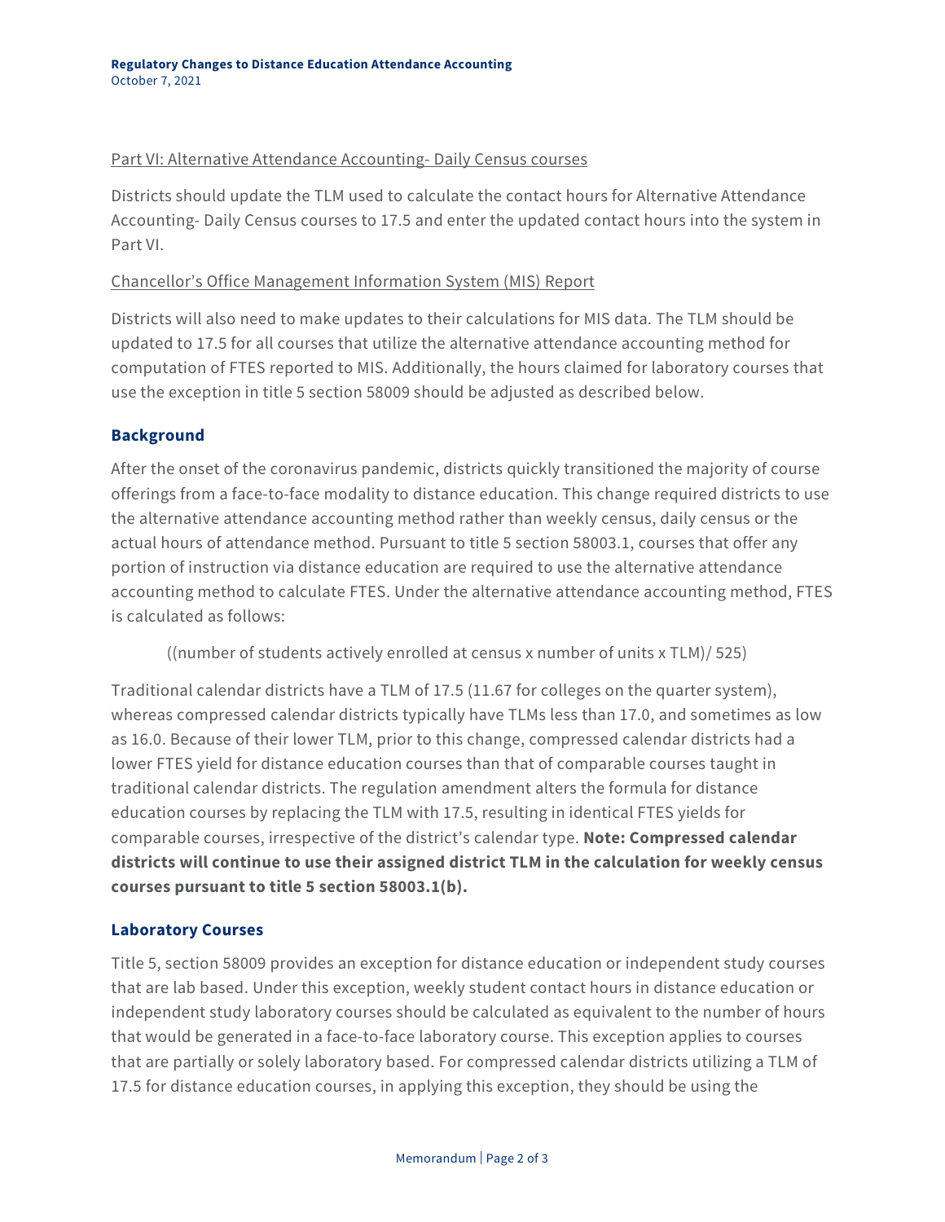Part VI: Alternative Attendance Accounting- Daily Census courses

Districts should update the TLM used to calculate the contact hours for Alternative Attendance Accounting- Daily Census courses to 17.5 and enter the updated contact hours into the system in Part VI.

Chancellor's Office Management Information System (MIS) Report

Districts will also need to make updates to their calculations for MIS data. The TLM should be updated to 17.5 for all courses that utilize the alternative attendance accounting method for computation of FTES reported to MIS. Additionally, the hours claimed for laboratory courses that use the exception in title 5 section 58009 should be adjusted as described below.

### Background

After the onset of the coronavirus pandemic, districts quickly transitioned the majority of course offerings from a face-to-face modality to distance education. This change required districts to use the alternative attendance accounting method rather than weekly census, daily census or the actual hours of attendance method. Pursuant to title 5 section 58003.1, courses that offer any portion of instruction via distance education are required to use the alternative attendance accounting method to calculate FTES. Under the alternative attendance accounting method, FTES is calculated as follows:

((number of students actively enrolled at census x number of units x TLM)/ 525)

Traditional calendar districts have a TLM of 17.5 (11.67 for colleges on the quarter system), whereas compressed calendar districts typically have TLMs less than 17.0, and sometimes as low as 16.0. Because of their lower TLM, prior to this change, compressed calendar districts had a lower FTES yield for distance education courses than that of comparable courses taught in traditional calendar districts. The regulation amendment alters the formula for distance education courses by replacing the TLM with 17.5, resulting in identical FTES yields for comparable courses, irrespective of the district's calendar type. **Note: Compressed calendar districts will continue to use their assigned district TLM in the calculation for weekly census courses pursuant to title 5 section 58003.1(b).**

### Laboratory Courses

Title 5, section 58009 provides an exception for distance education or independent study courses that are lab based. Under this exception, weekly student contact hours in distance education or independent study laboratory courses should be calculated as equivalent to the number of hours that would be generated in a face-to-face laboratory course. This exception applies to courses that are partially or solely laboratory based. For compressed calendar districts utilizing a TLM of 17.5 for distance education courses, in applying this exception, they should be using the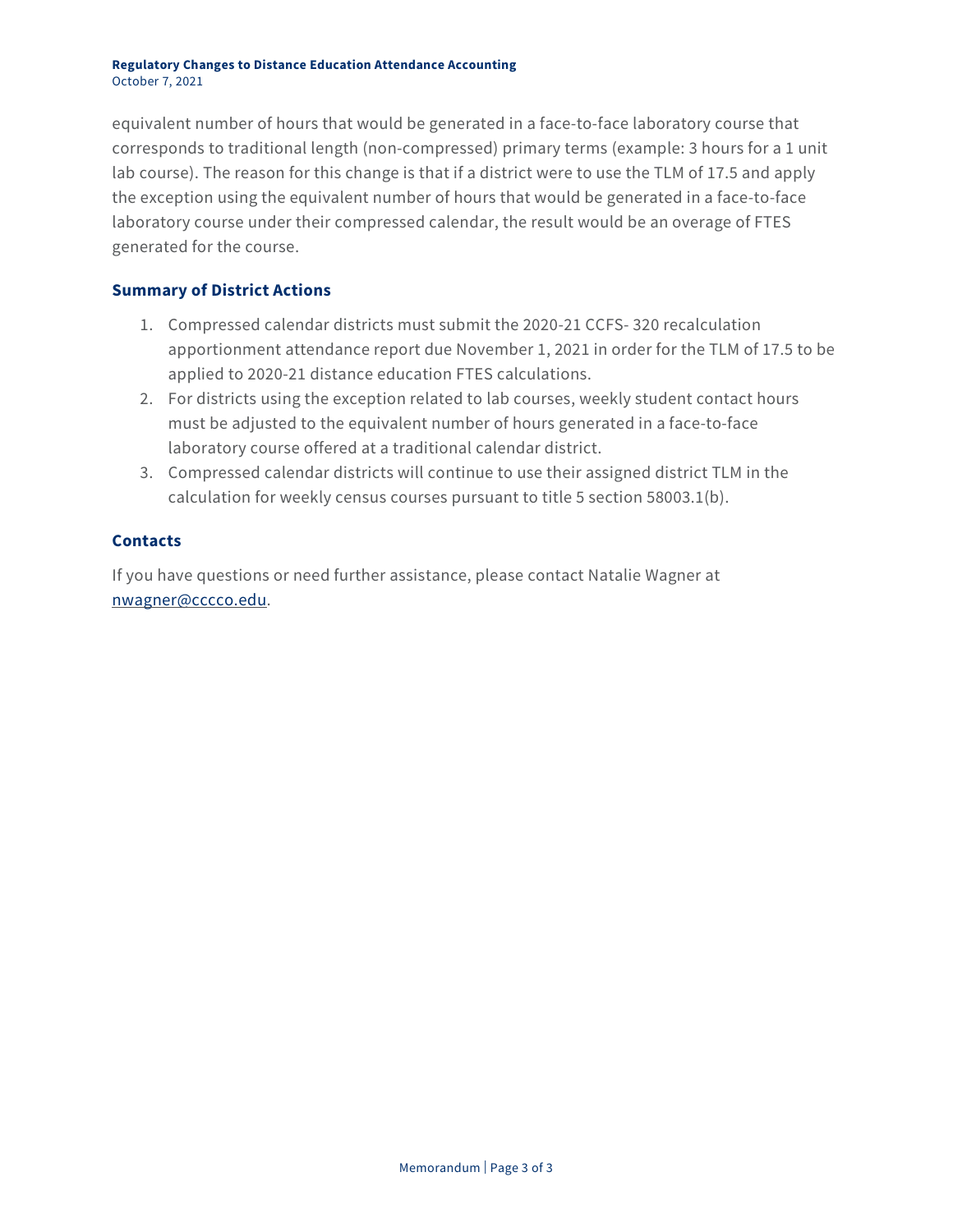equivalent number of hours that would be generated in a face-to-face laboratory course that corresponds to traditional length (non-compressed) primary terms (example: 3 hours for a 1 unit lab course). The reason for this change is that if a district were to use the TLM of 17.5 and apply the exception using the equivalent number of hours that would be generated in a face-to-face laboratory course under their compressed calendar, the result would be an overage of FTES generated for the course.

## Summary of District Actions

1. Compressed calendar districts must submit the 2020-21 CCFS- 320 recalculation apportionment attendance report due November 1, 2021 in order for the TLM of 17.5 to be applied to 2020-21 distance education FTES calculations.
2. For districts using the exception related to lab courses, weekly student contact hours must be adjusted to the equivalent number of hours generated in a face-to-face laboratory course offered at a traditional calendar district.
3. Compressed calendar districts will continue to use their assigned district TLM in the calculation for weekly census courses pursuant to title 5 section 58003.1(b).

## Contacts

If you have questions or need further assistance, please contact Natalie Wagner at nwagner@cccco.edu.